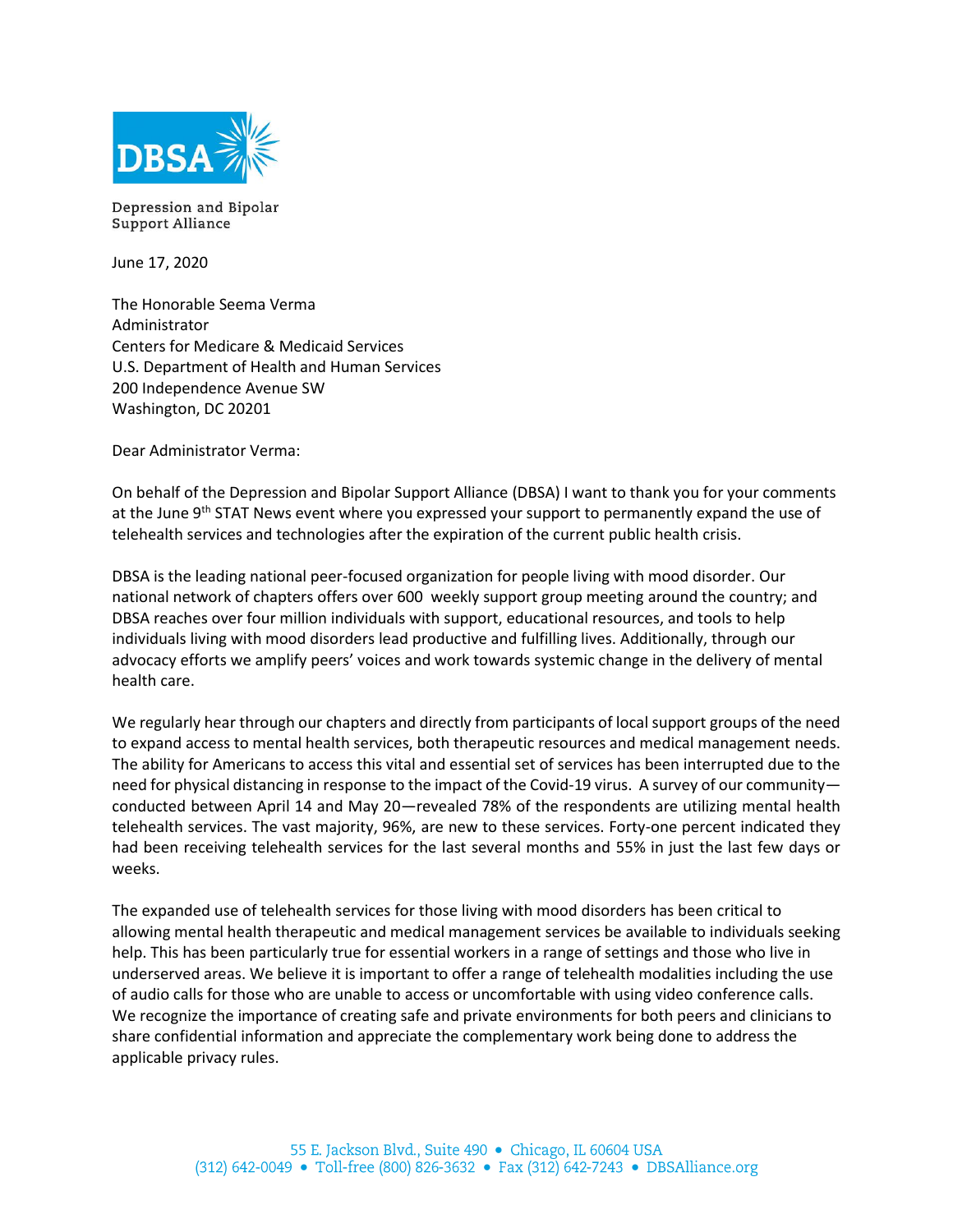DBSA

Depression and Bipolar Support Alliance

June 17, 2020

The Honorable Seema Verma
Administrator
Centers for Medicare & Medicaid Services
U.S. Department of Health and Human Services
200 Independence Avenue SW
Washington, DC 20201

Dear Administrator Verma:

On behalf of the Depression and Bipolar Support Alliance (DBSA) I want to thank you for your comments at the June 9th STAT News event where you expressed your support to permanently expand the use of telehealth services and technologies after the expiration of the current public health crisis.

DBSA is the leading national peer-focused organization for people living with mood disorder. Our national network of chapters offers over 600 weekly support group meeting around the country; and DBSA reaches over four million individuals with support, educational resources, and tools to help individuals living with mood disorders lead productive and fulfilling lives. Additionally, through our advocacy efforts we amplify peers' voices and work towards systemic change in the delivery of mental health care.

We regularly hear through our chapters and directly from participants of local support groups of the need to expand access to mental health services, both therapeutic resources and medical management needs. The ability for Americans to access this vital and essential set of services has been interrupted due to the need for physical distancing in response to the impact of the Covid-19 virus. A survey of our community—conducted between April 14 and May 20—revealed 78% of the respondents are utilizing mental health telehealth services. The vast majority, 96%, are new to these services. Forty-one percent indicated they had been receiving telehealth services for the last several months and 55% in just the last few days or weeks.

The expanded use of telehealth services for those living with mood disorders has been critical to allowing mental health therapeutic and medical management services be available to individuals seeking help. This has been particularly true for essential workers in a range of settings and those who live in underserved areas. We believe it is important to offer a range of telehealth modalities including the use of audio calls for those who are unable to access or uncomfortable with using video conference calls. We recognize the importance of creating safe and private environments for both peers and clinicians to share confidential information and appreciate the complementary work being done to address the applicable privacy rules.

55 E. Jackson Blvd., Suite 490 • Chicago, IL 60604 USA
(312) 642-0049 • Toll-free (800) 826-3632 • Fax (312) 642-7243 • DBSAlliance.org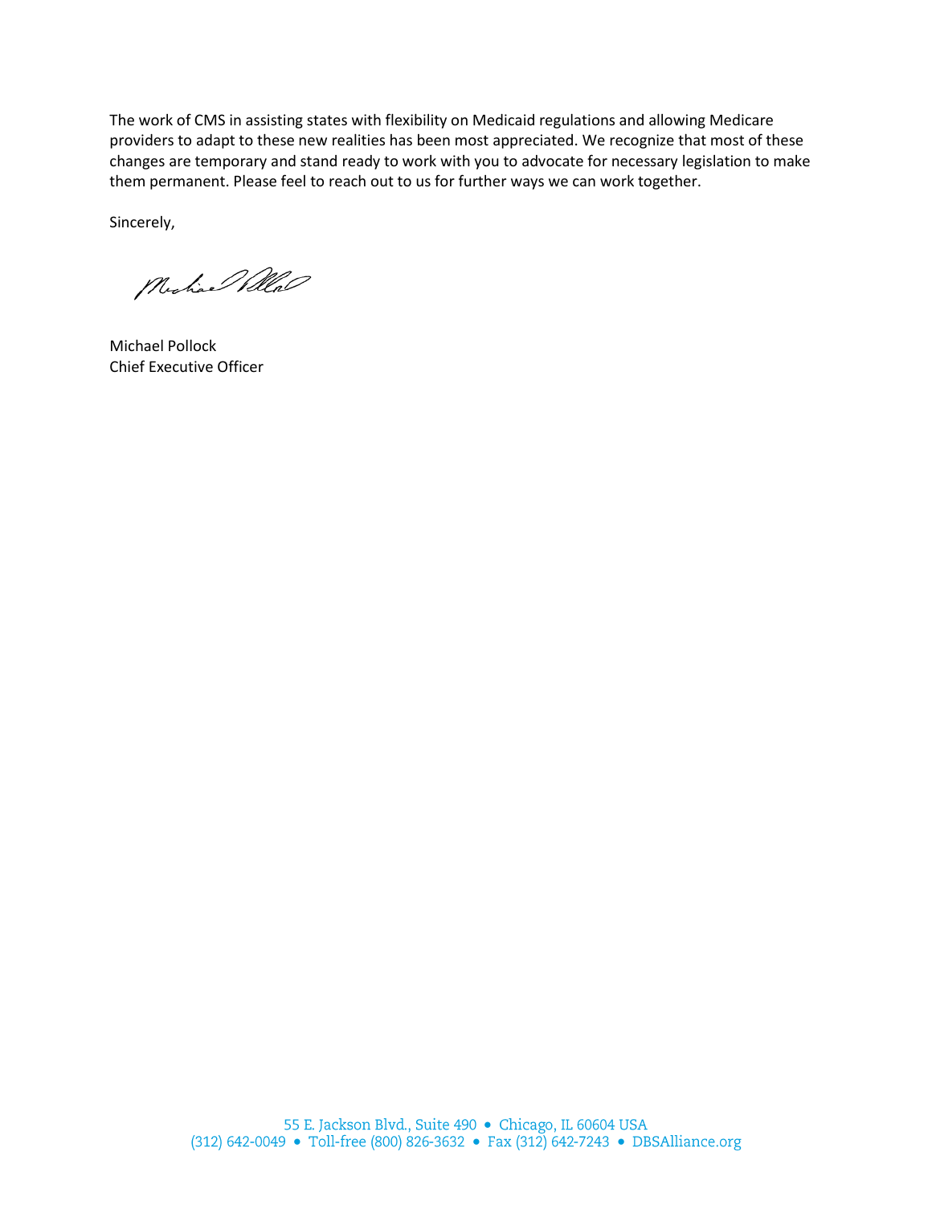The work of CMS in assisting states with flexibility on Medicaid regulations and allowing Medicare providers to adapt to these new realities has been most appreciated. We recognize that most of these changes are temporary and stand ready to work with you to advocate for necessary legislation to make them permanent. Please feel to reach out to us for further ways we can work together.

Sincerely,

Michael Pollock
Chief Executive Officer

55 E. Jackson Blvd., Suite 490 • Chicago, IL 60604 USA
(312) 642-0049 • Toll-free (800) 826-3632 • Fax (312) 642-7243 • DBSAlliance.org